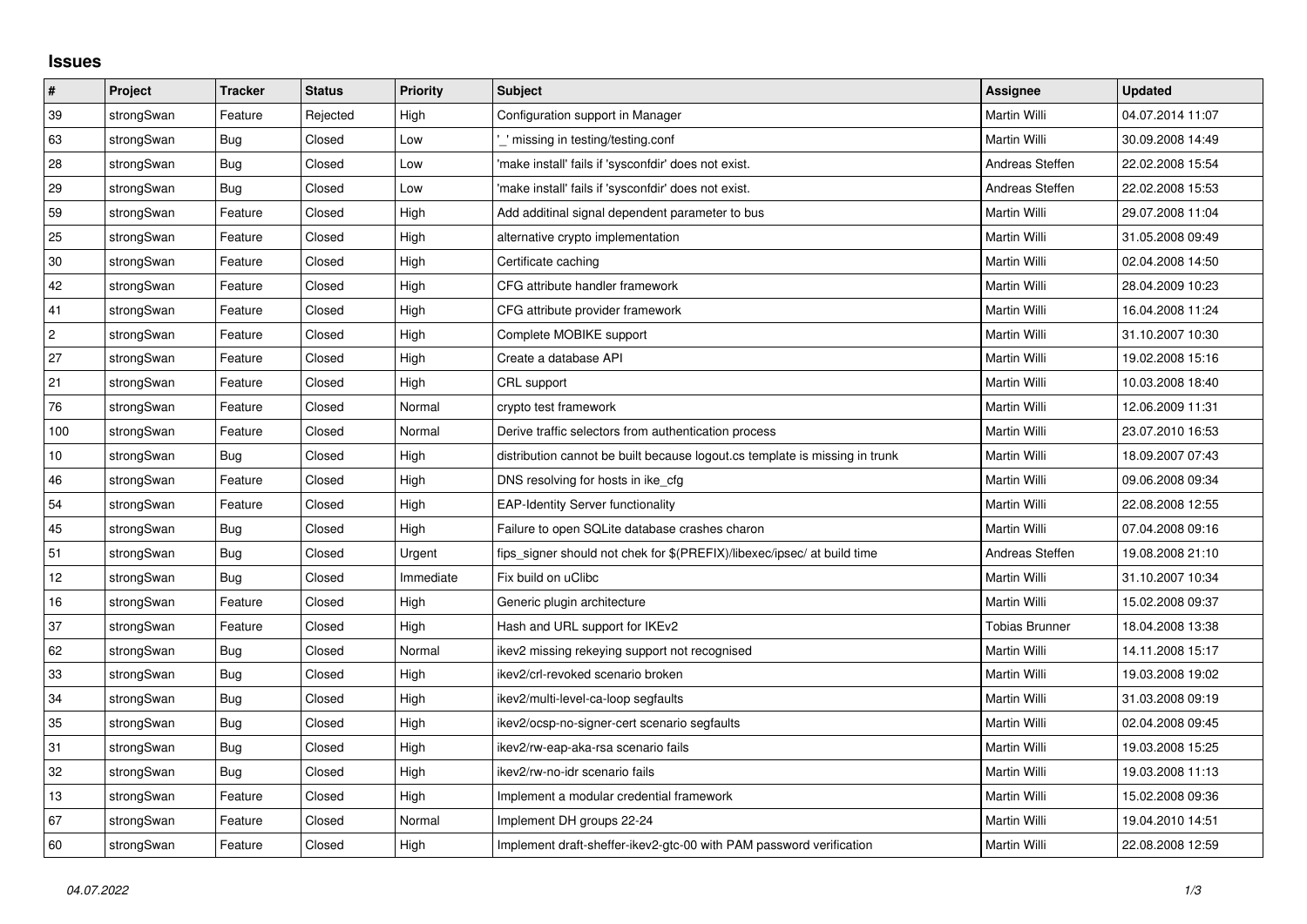## Issues

| # | Project | Tracker | Status | Priority | Subject | Assignee | Updated |
|---|---|---|---|---|---|---|---|
| 39 | strongSwan | Feature | Rejected | High | Configuration support in Manager | Martin Willi | 04.07.2014 11:07 |
| 63 | strongSwan | Bug | Closed | Low | '_' missing in testing/testing.conf | Martin Willi | 30.09.2008 14:49 |
| 28 | strongSwan | Bug | Closed | Low | 'make install' fails if 'sysconfdir' does not exist. | Andreas Steffen | 22.02.2008 15:54 |
| 29 | strongSwan | Bug | Closed | Low | 'make install' fails if 'sysconfdir' does not exist. | Andreas Steffen | 22.02.2008 15:53 |
| 59 | strongSwan | Feature | Closed | High | Add additinal signal dependent parameter to bus | Martin Willi | 29.07.2008 11:04 |
| 25 | strongSwan | Feature | Closed | High | alternative crypto implementation | Martin Willi | 31.05.2008 09:49 |
| 30 | strongSwan | Feature | Closed | High | Certificate caching | Martin Willi | 02.04.2008 14:50 |
| 42 | strongSwan | Feature | Closed | High | CFG attribute handler framework | Martin Willi | 28.04.2009 10:23 |
| 41 | strongSwan | Feature | Closed | High | CFG attribute provider framework | Martin Willi | 16.04.2008 11:24 |
| 2 | strongSwan | Feature | Closed | High | Complete MOBIKE support | Martin Willi | 31.10.2007 10:30 |
| 27 | strongSwan | Feature | Closed | High | Create a database API | Martin Willi | 19.02.2008 15:16 |
| 21 | strongSwan | Feature | Closed | High | CRL support | Martin Willi | 10.03.2008 18:40 |
| 76 | strongSwan | Feature | Closed | Normal | crypto test framework | Martin Willi | 12.06.2009 11:31 |
| 100 | strongSwan | Feature | Closed | Normal | Derive traffic selectors from authentication process | Martin Willi | 23.07.2010 16:53 |
| 10 | strongSwan | Bug | Closed | High | distribution cannot be built because logout.cs template is missing in trunk | Martin Willi | 18.09.2007 07:43 |
| 46 | strongSwan | Feature | Closed | High | DNS resolving for hosts in ike_cfg | Martin Willi | 09.06.2008 09:34 |
| 54 | strongSwan | Feature | Closed | High | EAP-Identity Server functionality | Martin Willi | 22.08.2008 12:55 |
| 45 | strongSwan | Bug | Closed | High | Failure to open SQLite database crashes charon | Martin Willi | 07.04.2008 09:16 |
| 51 | strongSwan | Bug | Closed | Urgent | fips_signer should not chek for $(PREFIX)/libexec/ipsec/ at build time | Andreas Steffen | 19.08.2008 21:10 |
| 12 | strongSwan | Bug | Closed | Immediate | Fix build on uClibc | Martin Willi | 31.10.2007 10:34 |
| 16 | strongSwan | Feature | Closed | High | Generic plugin architecture | Martin Willi | 15.02.2008 09:37 |
| 37 | strongSwan | Feature | Closed | High | Hash and URL support for IKEv2 | Tobias Brunner | 18.04.2008 13:38 |
| 62 | strongSwan | Bug | Closed | Normal | ikev2 missing rekeying support not recognised | Martin Willi | 14.11.2008 15:17 |
| 33 | strongSwan | Bug | Closed | High | ikev2/crl-revoked scenario broken | Martin Willi | 19.03.2008 19:02 |
| 34 | strongSwan | Bug | Closed | High | ikev2/multi-level-ca-loop segfaults | Martin Willi | 31.03.2008 09:19 |
| 35 | strongSwan | Bug | Closed | High | ikev2/ocsp-no-signer-cert scenario segfaults | Martin Willi | 02.04.2008 09:45 |
| 31 | strongSwan | Bug | Closed | High | ikev2/rw-eap-aka-rsa scenario fails | Martin Willi | 19.03.2008 15:25 |
| 32 | strongSwan | Bug | Closed | High | ikev2/rw-no-idr scenario fails | Martin Willi | 19.03.2008 11:13 |
| 13 | strongSwan | Feature | Closed | High | Implement a modular credential framework | Martin Willi | 15.02.2008 09:36 |
| 67 | strongSwan | Feature | Closed | Normal | Implement DH groups 22-24 | Martin Willi | 19.04.2010 14:51 |
| 60 | strongSwan | Feature | Closed | High | Implement draft-sheffer-ikev2-gtc-00 with PAM password verification | Martin Willi | 22.08.2008 12:59 |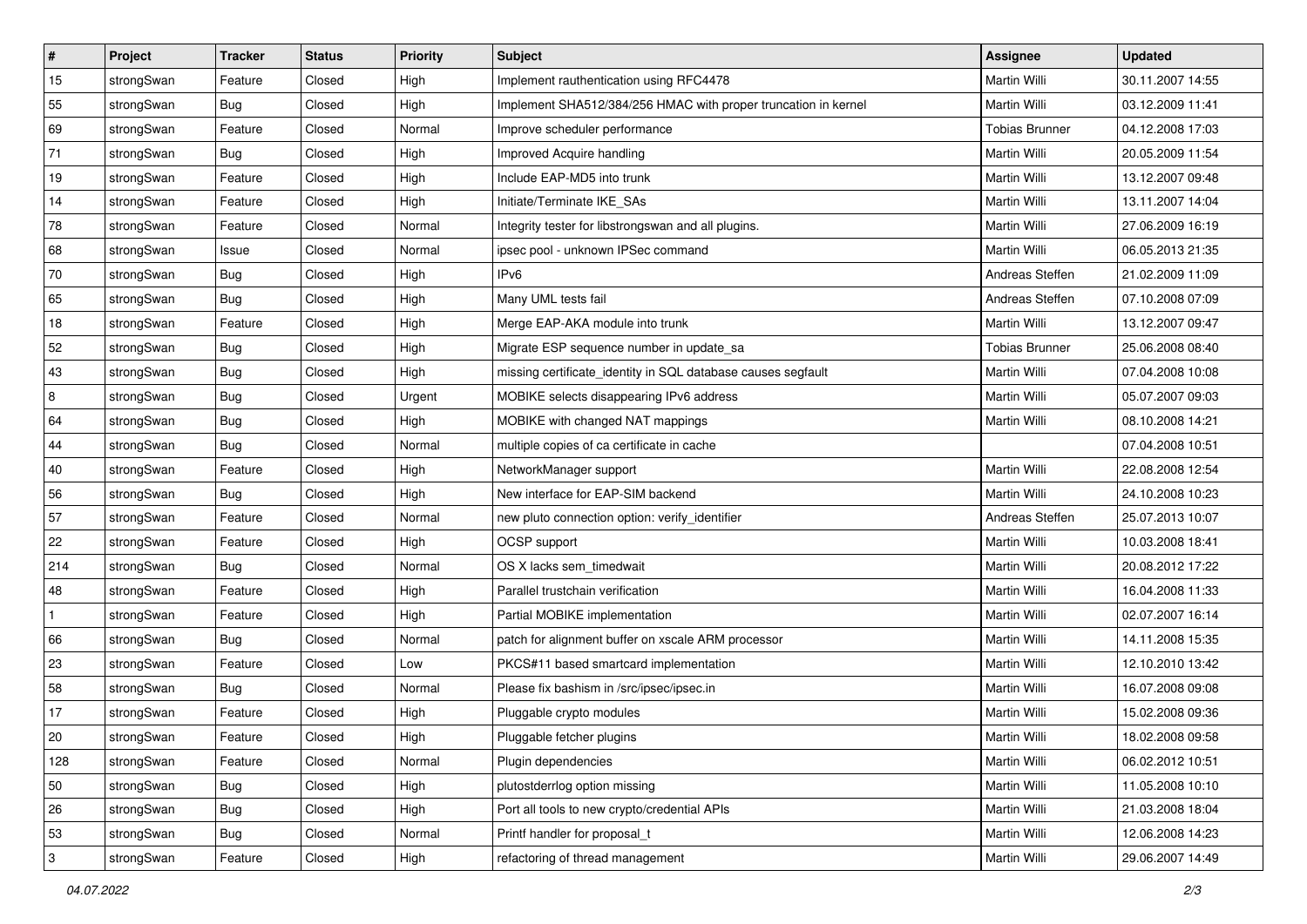| # | Project | Tracker | Status | Priority | Subject | Assignee | Updated |
|---|---|---|---|---|---|---|---|
| 15 | strongSwan | Feature | Closed | High | Implement rauthentication using RFC4478 | Martin Willi | 30.11.2007 14:55 |
| 55 | strongSwan | Bug | Closed | High | Implement SHA512/384/256 HMAC with proper truncation in kernel | Martin Willi | 03.12.2009 11:41 |
| 69 | strongSwan | Feature | Closed | Normal | Improve scheduler performance | Tobias Brunner | 04.12.2008 17:03 |
| 71 | strongSwan | Bug | Closed | High | Improved Acquire handling | Martin Willi | 20.05.2009 11:54 |
| 19 | strongSwan | Feature | Closed | High | Include EAP-MD5 into trunk | Martin Willi | 13.12.2007 09:48 |
| 14 | strongSwan | Feature | Closed | High | Initiate/Terminate IKE_SAs | Martin Willi | 13.11.2007 14:04 |
| 78 | strongSwan | Feature | Closed | Normal | Integrity tester for libstrongswan and all plugins. | Martin Willi | 27.06.2009 16:19 |
| 68 | strongSwan | Issue | Closed | Normal | ipsec pool - unknown IPSec command | Martin Willi | 06.05.2013 21:35 |
| 70 | strongSwan | Bug | Closed | High | IPv6 | Andreas Steffen | 21.02.2009 11:09 |
| 65 | strongSwan | Bug | Closed | High | Many UML tests fail | Andreas Steffen | 07.10.2008 07:09 |
| 18 | strongSwan | Feature | Closed | High | Merge EAP-AKA module into trunk | Martin Willi | 13.12.2007 09:47 |
| 52 | strongSwan | Bug | Closed | High | Migrate ESP sequence number in update_sa | Tobias Brunner | 25.06.2008 08:40 |
| 43 | strongSwan | Bug | Closed | High | missing certificate_identity in SQL database causes segfault | Martin Willi | 07.04.2008 10:08 |
| 8 | strongSwan | Bug | Closed | Urgent | MOBIKE selects disappearing IPv6 address | Martin Willi | 05.07.2007 09:03 |
| 64 | strongSwan | Bug | Closed | High | MOBIKE with changed NAT mappings | Martin Willi | 08.10.2008 14:21 |
| 44 | strongSwan | Bug | Closed | Normal | multiple copies of ca certificate in cache | | 07.04.2008 10:51 |
| 40 | strongSwan | Feature | Closed | High | NetworkManager support | Martin Willi | 22.08.2008 12:54 |
| 56 | strongSwan | Bug | Closed | High | New interface for EAP-SIM backend | Martin Willi | 24.10.2008 10:23 |
| 57 | strongSwan | Feature | Closed | Normal | new pluto connection option: verify_identifier | Andreas Steffen | 25.07.2013 10:07 |
| 22 | strongSwan | Feature | Closed | High | OCSP support | Martin Willi | 10.03.2008 18:41 |
| 214 | strongSwan | Bug | Closed | Normal | OS X lacks sem_timedwait | Martin Willi | 20.08.2012 17:22 |
| 48 | strongSwan | Feature | Closed | High | Parallel trustchain verification | Martin Willi | 16.04.2008 11:33 |
| 1 | strongSwan | Feature | Closed | High | Partial MOBIKE implementation | Martin Willi | 02.07.2007 16:14 |
| 66 | strongSwan | Bug | Closed | Normal | patch for alignment buffer on xscale ARM processor | Martin Willi | 14.11.2008 15:35 |
| 23 | strongSwan | Feature | Closed | Low | PKCS#11 based smartcard implementation | Martin Willi | 12.10.2010 13:42 |
| 58 | strongSwan | Bug | Closed | Normal | Please fix bashism in /src/ipsec/ipsec.in | Martin Willi | 16.07.2008 09:08 |
| 17 | strongSwan | Feature | Closed | High | Pluggable crypto modules | Martin Willi | 15.02.2008 09:36 |
| 20 | strongSwan | Feature | Closed | High | Pluggable fetcher plugins | Martin Willi | 18.02.2008 09:58 |
| 128 | strongSwan | Feature | Closed | Normal | Plugin dependencies | Martin Willi | 06.02.2012 10:51 |
| 50 | strongSwan | Bug | Closed | High | plutostderrlog option missing | Martin Willi | 11.05.2008 10:10 |
| 26 | strongSwan | Bug | Closed | High | Port all tools to new crypto/credential APIs | Martin Willi | 21.03.2008 18:04 |
| 53 | strongSwan | Bug | Closed | Normal | Printf handler for proposal_t | Martin Willi | 12.06.2008 14:23 |
| 3 | strongSwan | Feature | Closed | High | refactoring of thread management | Martin Willi | 29.06.2007 14:49 |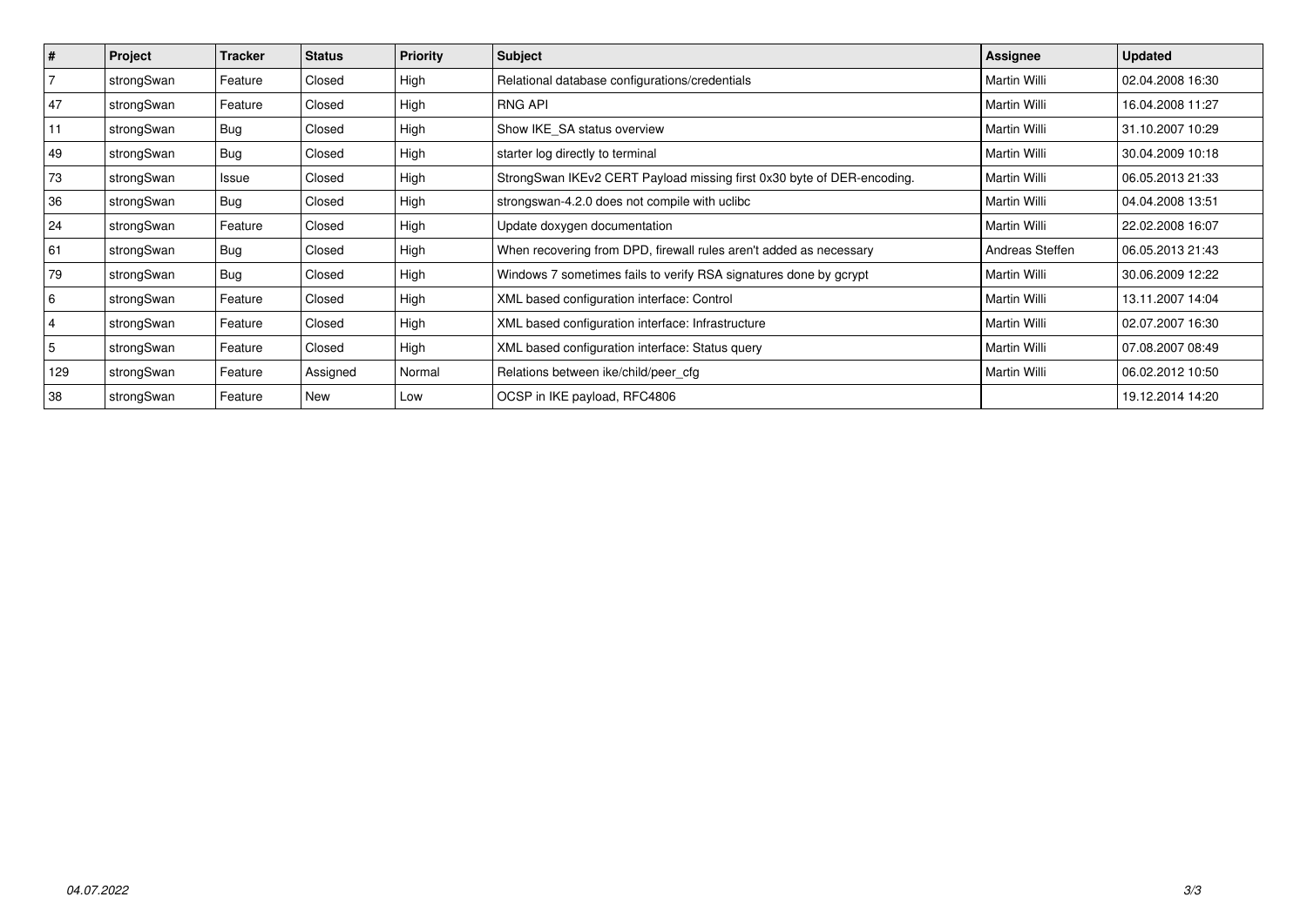| # | Project | Tracker | Status | Priority | Subject | Assignee | Updated |
|---|---|---|---|---|---|---|---|
| 7 | strongSwan | Feature | Closed | High | Relational database configurations/credentials | Martin Willi | 02.04.2008 16:30 |
| 47 | strongSwan | Feature | Closed | High | RNG API | Martin Willi | 16.04.2008 11:27 |
| 11 | strongSwan | Bug | Closed | High | Show IKE_SA status overview | Martin Willi | 31.10.2007 10:29 |
| 49 | strongSwan | Bug | Closed | High | starter log directly to terminal | Martin Willi | 30.04.2009 10:18 |
| 73 | strongSwan | Issue | Closed | High | StrongSwan IKEv2 CERT Payload missing first 0x30 byte of DER-encoding. | Martin Willi | 06.05.2013 21:33 |
| 36 | strongSwan | Bug | Closed | High | strongswan-4.2.0 does not compile with uclibc | Martin Willi | 04.04.2008 13:51 |
| 24 | strongSwan | Feature | Closed | High | Update doxygen documentation | Martin Willi | 22.02.2008 16:07 |
| 61 | strongSwan | Bug | Closed | High | When recovering from DPD, firewall rules aren't added as necessary | Andreas Steffen | 06.05.2013 21:43 |
| 79 | strongSwan | Bug | Closed | High | Windows 7 sometimes fails to verify RSA signatures done by gcrypt | Martin Willi | 30.06.2009 12:22 |
| 6 | strongSwan | Feature | Closed | High | XML based configuration interface: Control | Martin Willi | 13.11.2007 14:04 |
| 4 | strongSwan | Feature | Closed | High | XML based configuration interface: Infrastructure | Martin Willi | 02.07.2007 16:30 |
| 5 | strongSwan | Feature | Closed | High | XML based configuration interface: Status query | Martin Willi | 07.08.2007 08:49 |
| 129 | strongSwan | Feature | Assigned | Normal | Relations between ike/child/peer_cfg | Martin Willi | 06.02.2012 10:50 |
| 38 | strongSwan | Feature | New | Low | OCSP in IKE payload, RFC4806 | | 19.12.2014 14:20 |